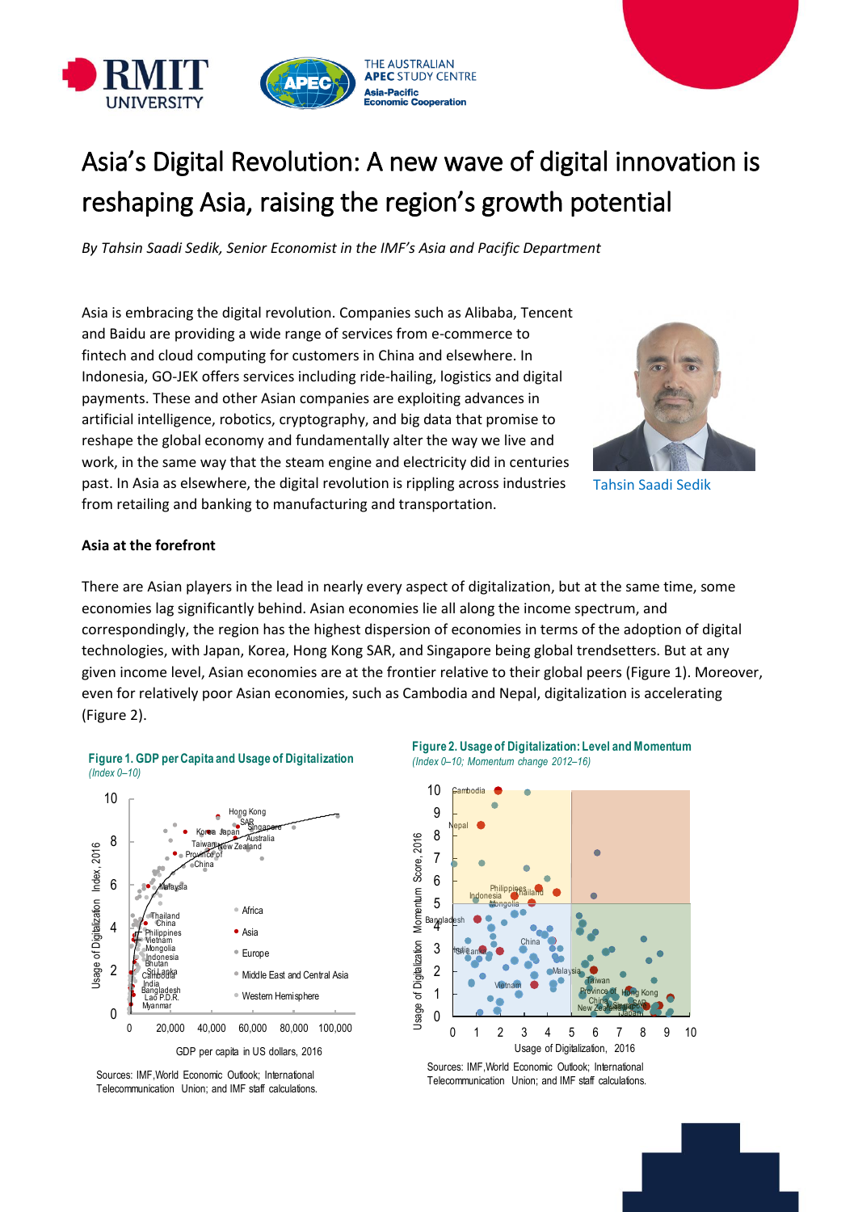# Asia's Digital Revolution: A new wave of digital innovation is reshaping Asia, raising the region's growth potential

*By Tahsin Saadi Sedik, Senior Economist in the IMF's Asia and Pacific Department*

Asia is embracing the digital revolution. Companies such as Alibaba, Tencent and Baidu are providing a wide range of services from e-commerce to fintech and cloud computing for customers in China and elsewhere. In Indonesia, GO-JEK offers services including ride-hailing, logistics and digital payments. These and other Asian companies are exploiting advances in artificial intelligence, robotics, cryptography, and big data that promise to reshape the global economy and fundamentally alter the way we live and work, in the same way that the steam engine and electricity did in centuries past. In Asia as elsewhere, the digital revolution is rippling across industries from retailing and banking to manufacturing and transportation.

Tahsin Saadi Sedik

## Asia at the forefront

There are Asian players in the lead in nearly every aspect of digitalization, but at the same time, some economies lag significantly behind. Asian economies lie all along the income spectrum, and correspondingly, the region has the highest dispersion of economies in terms of the adoption of digital technologies, with Japan, Korea, Hong Kong SAR, and Singapore being global trendsetters. But at any given income level, Asian economies are at the frontier relative to their global peers (Figure 1). Moreover, even for relatively poor Asian economies, such as Cambodia and Nepal, digitalization is accelerating (Figure 2).

**Figure 1. GDP per Capita and Usage of Digitalization**
*(Index 0–10)*

Sources: IMF, World Economic Outlook; International Telecommunication Union; and IMF staff calculations.

**Figure 2. Usage of Digitalization: Level and Momentum**
*(Index 0–10; Momentum change 2012–16)*

Sources: IMF, World Economic Outlook; International Telecommunication Union; and IMF staff calculations.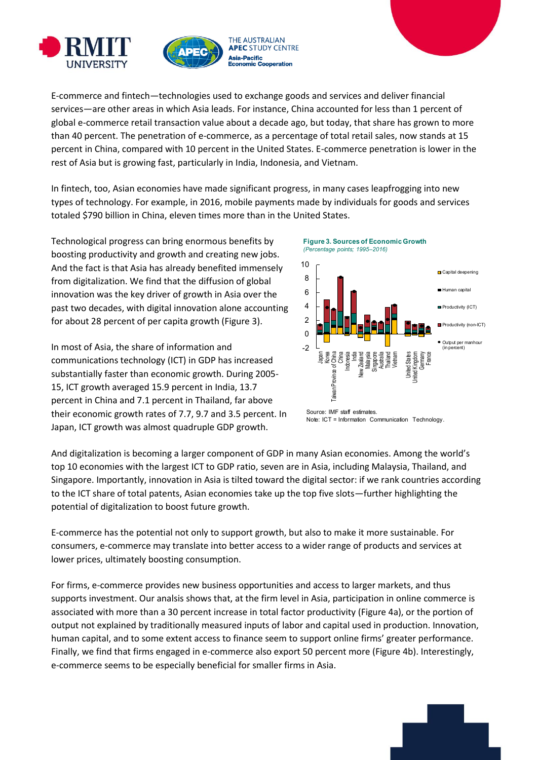E-commerce and fintech—technologies used to exchange goods and services and deliver financial services—are other areas in which Asia leads. For instance, China accounted for less than 1 percent of global e-commerce retail transaction value about a decade ago, but today, that share has grown to more than 40 percent. The penetration of e-commerce, as a percentage of total retail sales, now stands at 15 percent in China, compared with 10 percent in the United States. E-commerce penetration is lower in the rest of Asia but is growing fast, particularly in India, Indonesia, and Vietnam.

In fintech, too, Asian economies have made significant progress, in many cases leapfrogging into new types of technology. For example, in 2016, mobile payments made by individuals for goods and services totaled $790 billion in China, eleven times more than in the United States.

Technological progress can bring enormous benefits by boosting productivity and growth and creating new jobs. And the fact is that Asia has already benefited immensely from digitalization. We find that the diffusion of global innovation was the key driver of growth in Asia over the past two decades, with digital innovation alone accounting for about 28 percent of per capita growth (Figure 3).

**Figure 3. Sources of Economic Growth**
*(Percentage points; 1995–2016)*

Source: IMF staff estimates.
Note: ICT = Information Communication Technology.

In most of Asia, the share of information and communications technology (ICT) in GDP has increased substantially faster than economic growth. During 2005-15, ICT growth averaged 15.9 percent in India, 13.7 percent in China and 7.1 percent in Thailand, far above their economic growth rates of 7.7, 9.7 and 3.5 percent. In Japan, ICT growth was almost quadruple GDP growth.

And digitalization is becoming a larger component of GDP in many Asian economies. Among the world's top 10 economies with the largest ICT to GDP ratio, seven are in Asia, including Malaysia, Thailand, and Singapore. Importantly, innovation in Asia is tilted toward the digital sector: if we rank countries according to the ICT share of total patents, Asian economies take up the top five slots—further highlighting the potential of digitalization to boost future growth.

E-commerce has the potential not only to support growth, but also to make it more sustainable. For consumers, e-commerce may translate into better access to a wider range of products and services at lower prices, ultimately boosting consumption.

For firms, e-commerce provides new business opportunities and access to larger markets, and thus supports investment. Our analsis shows that, at the firm level in Asia, participation in online commerce is associated with more than a 30 percent increase in total factor productivity (Figure 4a), or the portion of output not explained by traditionally measured inputs of labor and capital used in production. Innovation, human capital, and to some extent access to finance seem to support online firms' greater performance. Finally, we find that firms engaged in e-commerce also export 50 percent more (Figure 4b). Interestingly, e-commerce seems to be especially beneficial for smaller firms in Asia.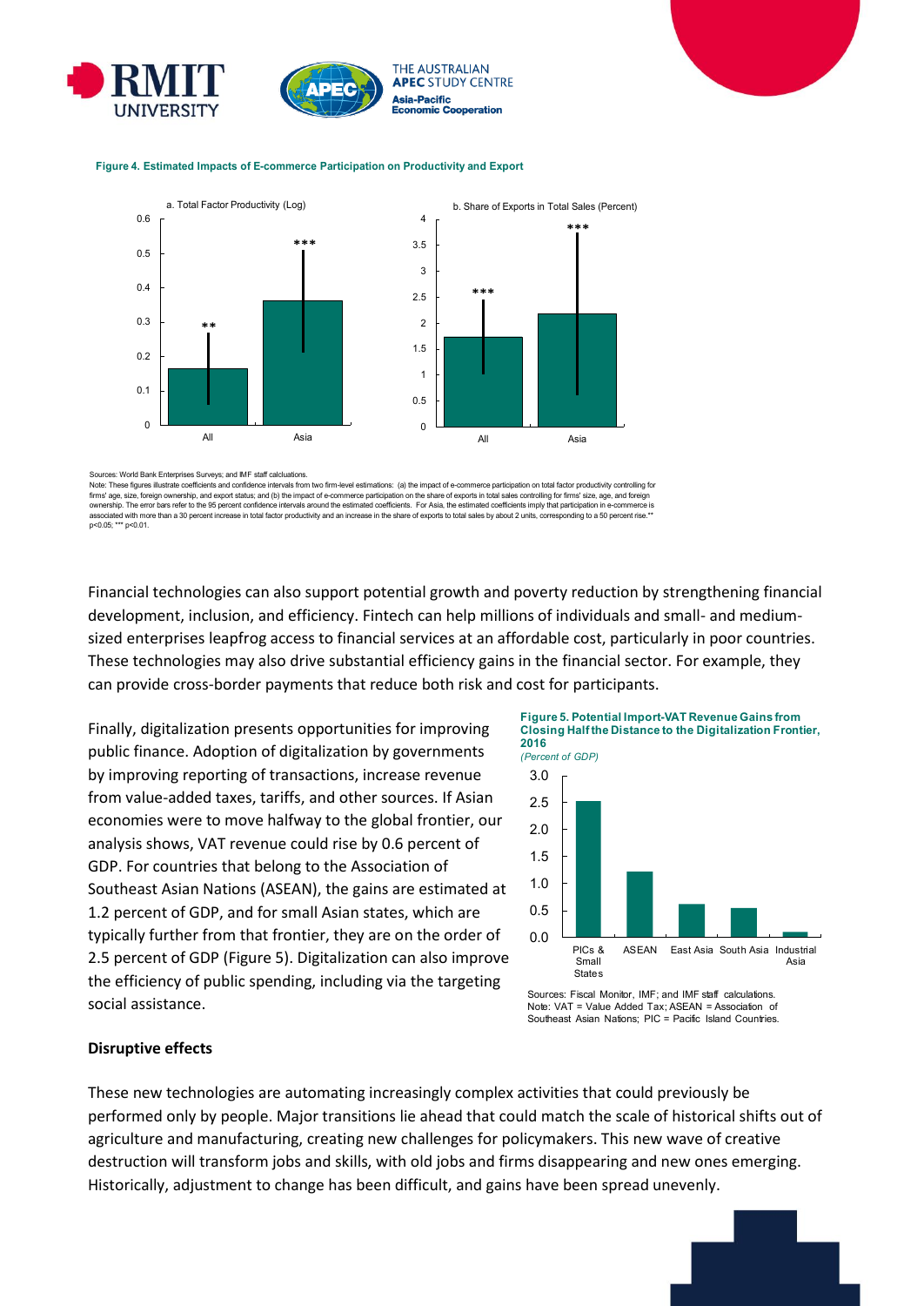**Figure 4. Estimated Impacts of E-commerce Participation on Productivity and Export**

a. Total Factor Productivity (Log)

b. Share of Exports in Total Sales (Percent)

Sources: World Bank Enterprises Surveys; and IMF staff calculations.
Note: These figures illustrate coefficients and confidence intervals from two firm-level estimations: (a) the impact of e-commerce participation on total factor productivity controlling for firms' age, size, foreign ownership, and export status; and (b) the impact of e-commerce participation on the share of exports in total sales controlling for firms' size, age, and foreign ownership. The error bars refer to the 95 percent confidence intervals around the estimated coefficients. For Asia, the estimated coefficients imply that participation in e-commerce is associated with more than a 30 percent increase in total factor productivity and an increase in the share of exports to total sales by about 2 units, corresponding to a 50 percent rise.** p<0.05; *** p<0.01.

Financial technologies can also support potential growth and poverty reduction by strengthening financial development, inclusion, and efficiency. Fintech can help millions of individuals and small- and medium-sized enterprises leapfrog access to financial services at an affordable cost, particularly in poor countries. These technologies may also drive substantial efficiency gains in the financial sector. For example, they can provide cross-border payments that reduce both risk and cost for participants.

Finally, digitalization presents opportunities for improving public finance. Adoption of digitalization by governments by improving reporting of transactions, increase revenue from value-added taxes, tariffs, and other sources. If Asian economies were to move halfway to the global frontier, our analysis shows, VAT revenue could rise by 0.6 percent of GDP. For countries that belong to the Association of Southeast Asian Nations (ASEAN), the gains are estimated at 1.2 percent of GDP, and for small Asian states, which are typically further from that frontier, they are on the order of 2.5 percent of GDP (Figure 5). Digitalization can also improve the efficiency of public spending, including via the targeting social assistance.

**Figure 5. Potential Import-VAT Revenue Gains from Closing Half the Distance to the Digitalization Frontier, 2016**
*(Percent of GDP)*

Sources: Fiscal Monitor, IMF; and IMF staff calculations.
Note: VAT = Value Added Tax; ASEAN = Association of Southeast Asian Nations; PIC = Pacific Island Countries.

### Disruptive effects

These new technologies are automating increasingly complex activities that could previously be performed only by people. Major transitions lie ahead that could match the scale of historical shifts out of agriculture and manufacturing, creating new challenges for policymakers. This new wave of creative destruction will transform jobs and skills, with old jobs and firms disappearing and new ones emerging. Historically, adjustment to change has been difficult, and gains have been spread unevenly.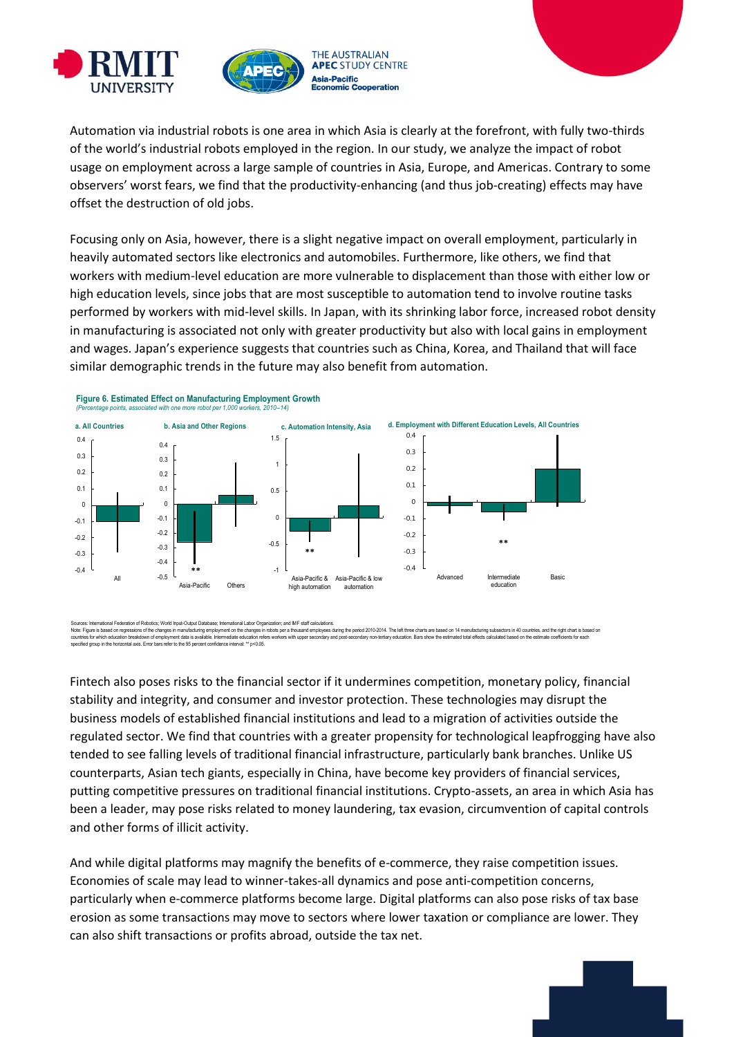Automation via industrial robots is one area in which Asia is clearly at the forefront, with fully two-thirds of the world's industrial robots employed in the region. In our study, we analyze the impact of robot usage on employment across a large sample of countries in Asia, Europe, and Americas. Contrary to some observers' worst fears, we find that the productivity-enhancing (and thus job-creating) effects may have offset the destruction of old jobs.

Focusing only on Asia, however, there is a slight negative impact on overall employment, particularly in heavily automated sectors like electronics and automobiles. Furthermore, like others, we find that workers with medium-level education are more vulnerable to displacement than those with either low or high education levels, since jobs that are most susceptible to automation tend to involve routine tasks performed by workers with mid-level skills. In Japan, with its shrinking labor force, increased robot density in manufacturing is associated not only with greater productivity but also with local gains in employment and wages. Japan's experience suggests that countries such as China, Korea, and Thailand that will face similar demographic trends in the future may also benefit from automation.

**Figure 6. Estimated Effect on Manufacturing Employment Growth**
*(Percentage points, associated with one more robot per 1,000 workers, 2010–14)*

a. All Countries — b. Asia and Other Regions — c. Automation Intensity, Asia — d. Employment with Different Education Levels, All Countries

Sources: International Federation of Robotics; World Input-Output Database; International Labor Organization; and IMF staff calculations.
Note: Figure is based on regressions of the changes in manufacturing employment on the changes in robots per a thousand employees during the period 2010-2014. The left three charts are based on 14 manufacturing subsectors in 40 countries, and the right chart is based on countries for which education breakdown of employment data is available. Intermediate education refers workers with upper secondary and post-secondary non-tertiary education. Bars show the estimated total effects calculated based on the estimate coefficients for each specified group in the horizontal axis. Error bars refer to the 95 percent confidence interval: ** $p<0.05$.

Fintech also poses risks to the financial sector if it undermines competition, monetary policy, financial stability and integrity, and consumer and investor protection. These technologies may disrupt the business models of established financial institutions and lead to a migration of activities outside the regulated sector. We find that countries with a greater propensity for technological leapfrogging have also tended to see falling levels of traditional financial infrastructure, particularly bank branches. Unlike US counterparts, Asian tech giants, especially in China, have become key providers of financial services, putting competitive pressures on traditional financial institutions. Crypto-assets, an area in which Asia has been a leader, may pose risks related to money laundering, tax evasion, circumvention of capital controls and other forms of illicit activity.

And while digital platforms may magnify the benefits of e-commerce, they raise competition issues. Economies of scale may lead to winner-takes-all dynamics and pose anti-competition concerns, particularly when e-commerce platforms become large. Digital platforms can also pose risks of tax base erosion as some transactions may move to sectors where lower taxation or compliance are lower. They can also shift transactions or profits abroad, outside the tax net.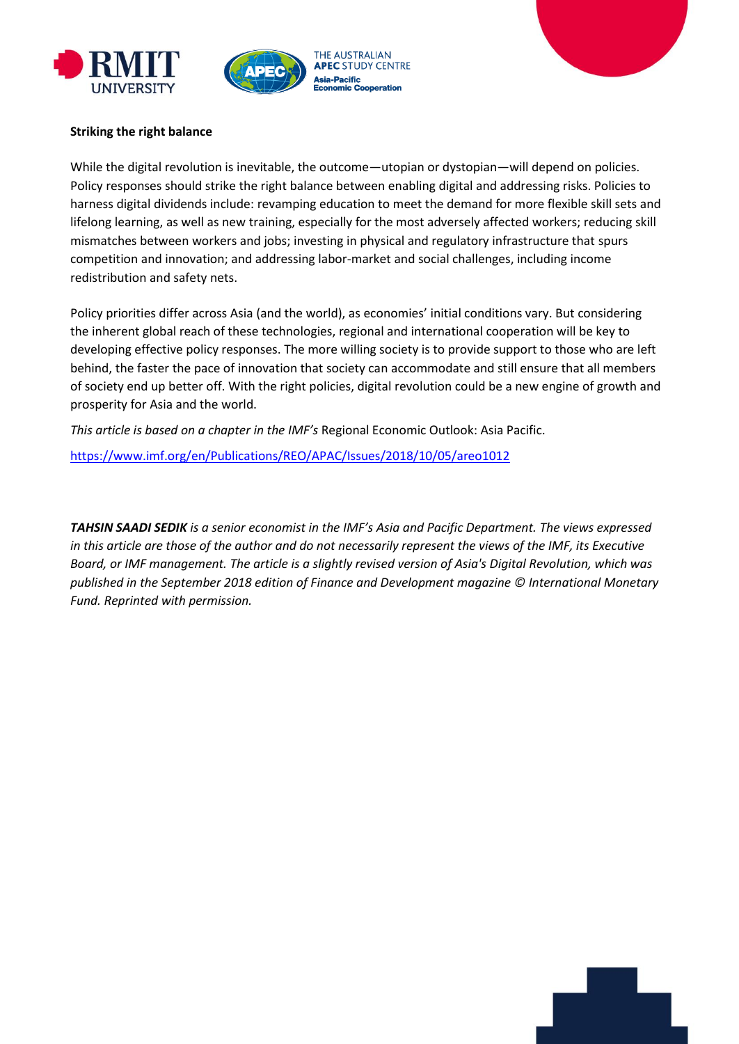**Striking the right balance**

While the digital revolution is inevitable, the outcome—utopian or dystopian—will depend on policies. Policy responses should strike the right balance between enabling digital and addressing risks. Policies to harness digital dividends include: revamping education to meet the demand for more flexible skill sets and lifelong learning, as well as new training, especially for the most adversely affected workers; reducing skill mismatches between workers and jobs; investing in physical and regulatory infrastructure that spurs competition and innovation; and addressing labor-market and social challenges, including income redistribution and safety nets.

Policy priorities differ across Asia (and the world), as economies' initial conditions vary. But considering the inherent global reach of these technologies, regional and international cooperation will be key to developing effective policy responses. The more willing society is to provide support to those who are left behind, the faster the pace of innovation that society can accommodate and still ensure that all members of society end up better off. With the right policies, digital revolution could be a new engine of growth and prosperity for Asia and the world.

*This article is based on a chapter in the IMF's* Regional Economic Outlook: Asia Pacific.

https://www.imf.org/en/Publications/REO/APAC/Issues/2018/10/05/areo1012

***TAHSIN SAADI SEDIK** is a senior economist in the IMF's Asia and Pacific Department. The views expressed in this article are those of the author and do not necessarily represent the views of the IMF, its Executive Board, or IMF management. The article is a slightly revised version of Asia's Digital Revolution, which was published in the September 2018 edition of Finance and Development magazine © International Monetary Fund. Reprinted with permission.*